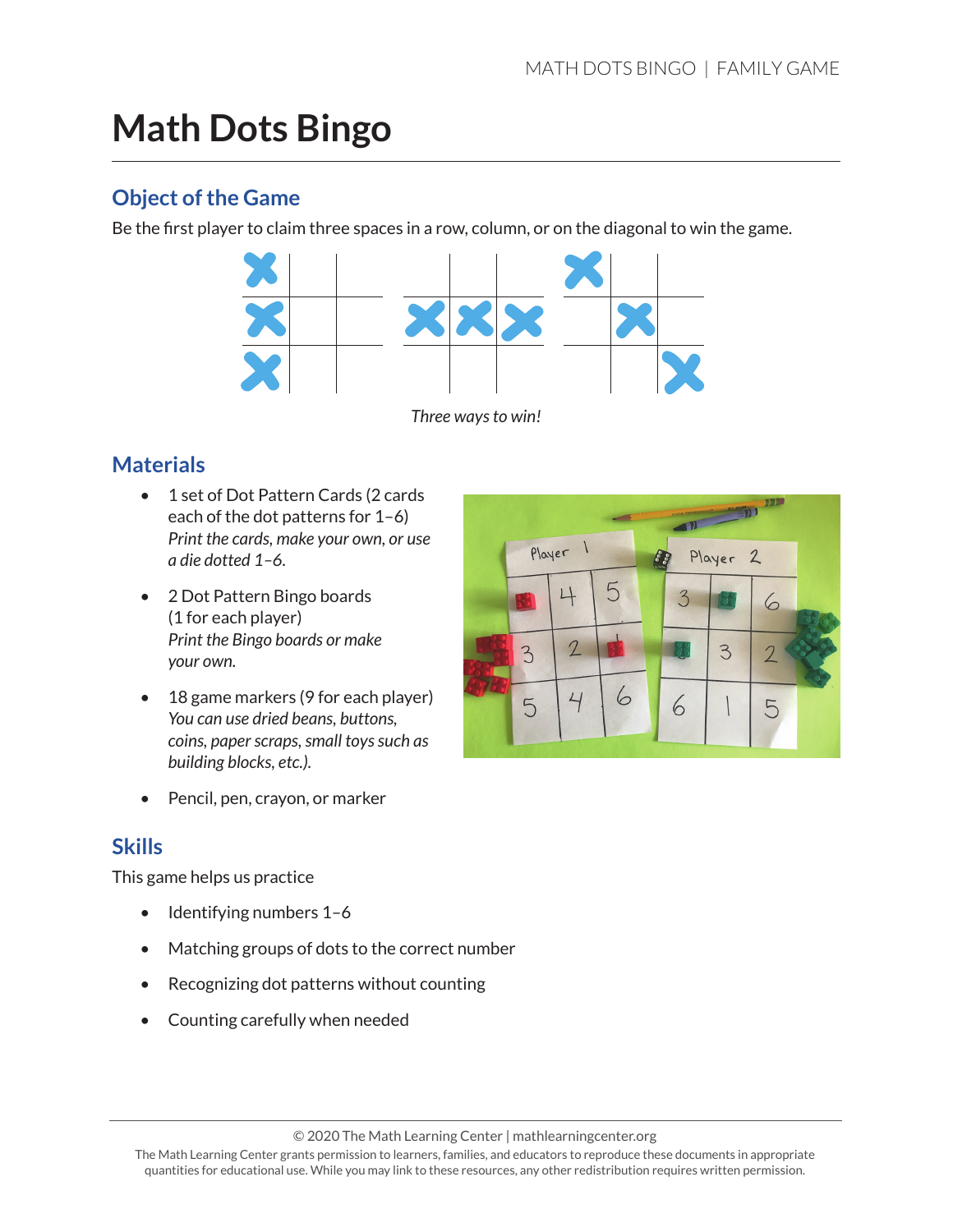# Math Dots Bingo

## Object of the Game

Be the first player to claim three spaces in a row, column, or on the diagonal to win the game.

*Three ways to win!*

## Materials

- 1 set of Dot Pattern Cards (2 cards each of the dot patterns for 1–6)
  *Print the cards, make your own, or use a die dotted 1–6.*
- 2 Dot Pattern Bingo boards (1 for each player)
  *Print the Bingo boards or make your own.*
- 18 game markers (9 for each player)
  *You can use dried beans, buttons, coins, paper scraps, small toys such as building blocks, etc.).*
- Pencil, pen, crayon, or marker

## Skills

This game helps us practice

- Identifying numbers 1–6
- Matching groups of dots to the correct number
- Recognizing dot patterns without counting
- Counting carefully when needed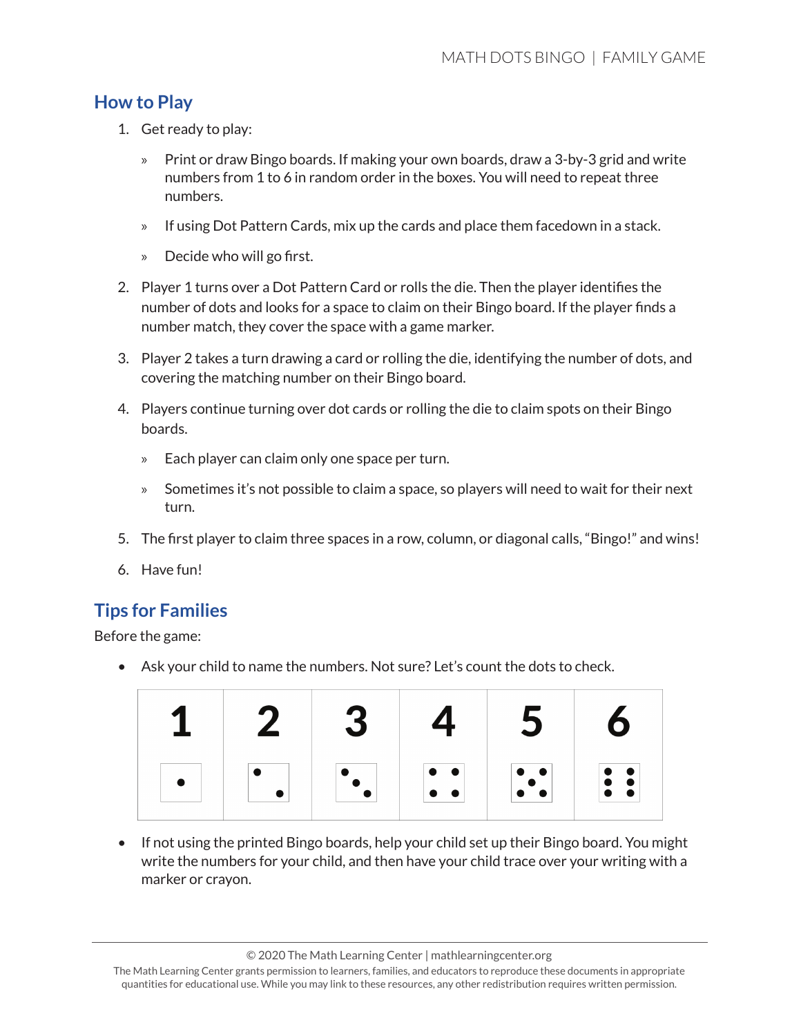## How to Play

1. Get ready to play:
   » Print or draw Bingo boards. If making your own boards, draw a 3-by-3 grid and write numbers from 1 to 6 in random order in the boxes. You will need to repeat three numbers.
   » If using Dot Pattern Cards, mix up the cards and place them facedown in a stack.
   » Decide who will go first.
2. Player 1 turns over a Dot Pattern Card or rolls the die. Then the player identifies the number of dots and looks for a space to claim on their Bingo board. If the player finds a number match, they cover the space with a game marker.
3. Player 2 takes a turn drawing a card or rolling the die, identifying the number of dots, and covering the matching number on their Bingo board.
4. Players continue turning over dot cards or rolling the die to claim spots on their Bingo boards.
   » Each player can claim only one space per turn.
   » Sometimes it's not possible to claim a space, so players will need to wait for their next turn.
5. The first player to claim three spaces in a row, column, or diagonal calls, "Bingo!" and wins!
6. Have fun!

## Tips for Families

Before the game:

- Ask your child to name the numbers. Not sure? Let's count the dots to check.

| 1 | 2 | 3 | 4 | 5 | 6 |
|---|---|---|---|---|---|
| ● | ●● | ●●● | ●●●● | ●●●●● | ●●●●●● |

- If not using the printed Bingo boards, help your child set up their Bingo board. You might write the numbers for your child, and then have your child trace over your writing with a marker or crayon.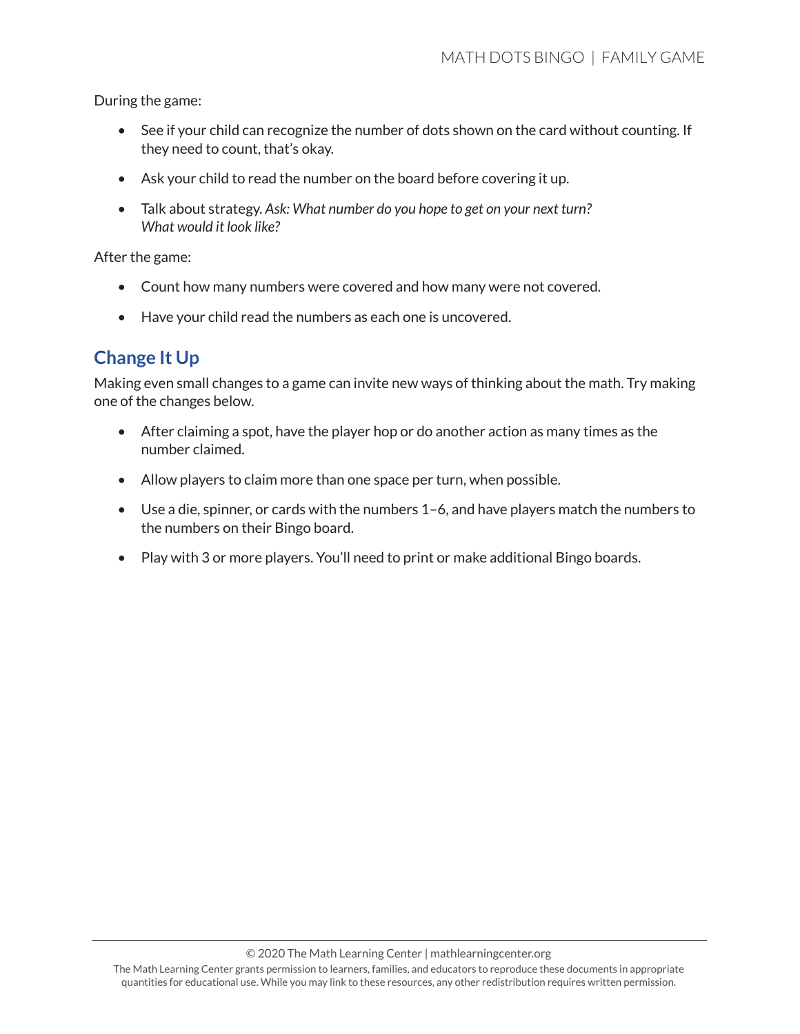During the game:

- See if your child can recognize the number of dots shown on the card without counting. If they need to count, that's okay.
- Ask your child to read the number on the board before covering it up.
- Talk about strategy. *Ask: What number do you hope to get on your next turn? What would it look like?*

After the game:

- Count how many numbers were covered and how many were not covered.
- Have your child read the numbers as each one is uncovered.

## Change It Up

Making even small changes to a game can invite new ways of thinking about the math. Try making one of the changes below.

- After claiming a spot, have the player hop or do another action as many times as the number claimed.
- Allow players to claim more than one space per turn, when possible.
- Use a die, spinner, or cards with the numbers 1–6, and have players match the numbers to the numbers on their Bingo board.
- Play with 3 or more players. You'll need to print or make additional Bingo boards.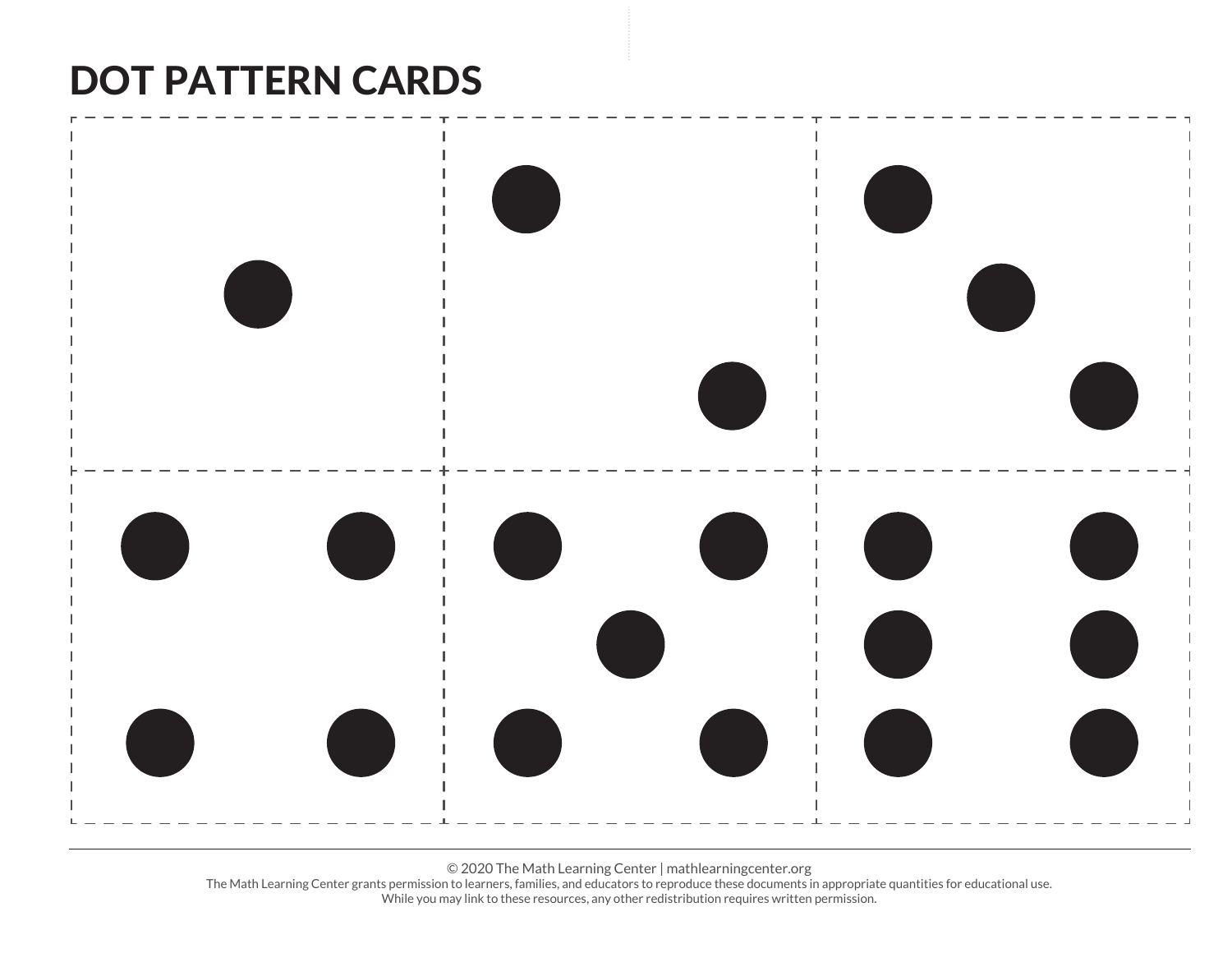# DOT PATTERN CARDS

© 2020 The Math Learning Center | mathlearningcenter.org
The Math Learning Center grants permission to learners, families, and educators to reproduce these documents in appropriate quantities for educational use.
While you may link to these resources, any other redistribution requires written permission.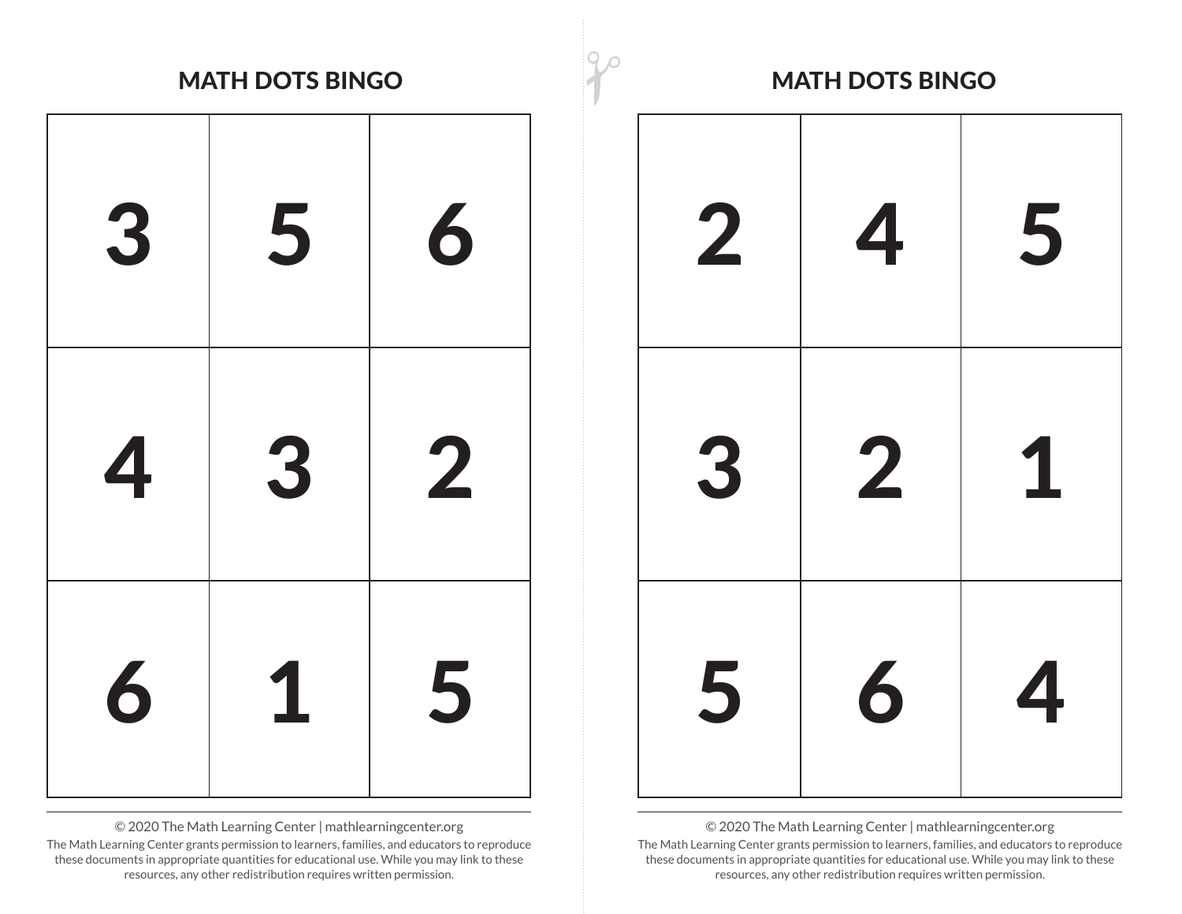## MATH DOTS BINGO

| | | |
|---|---|---|
| 3 | 5 | 6 |
| 4 | 3 | 2 |
| 6 | 1 | 5 |

© 2020 The Math Learning Center | mathlearningcenter.org
The Math Learning Center grants permission to learners, families, and educators to reproduce these documents in appropriate quantities for educational use. While you may link to these resources, any other redistribution requires written permission.

## MATH DOTS BINGO

| | | |
|---|---|---|
| 2 | 4 | 5 |
| 3 | 2 | 1 |
| 5 | 6 | 4 |

© 2020 The Math Learning Center | mathlearningcenter.org
The Math Learning Center grants permission to learners, families, and educators to reproduce these documents in appropriate quantities for educational use. While you may link to these resources, any other redistribution requires written permission.